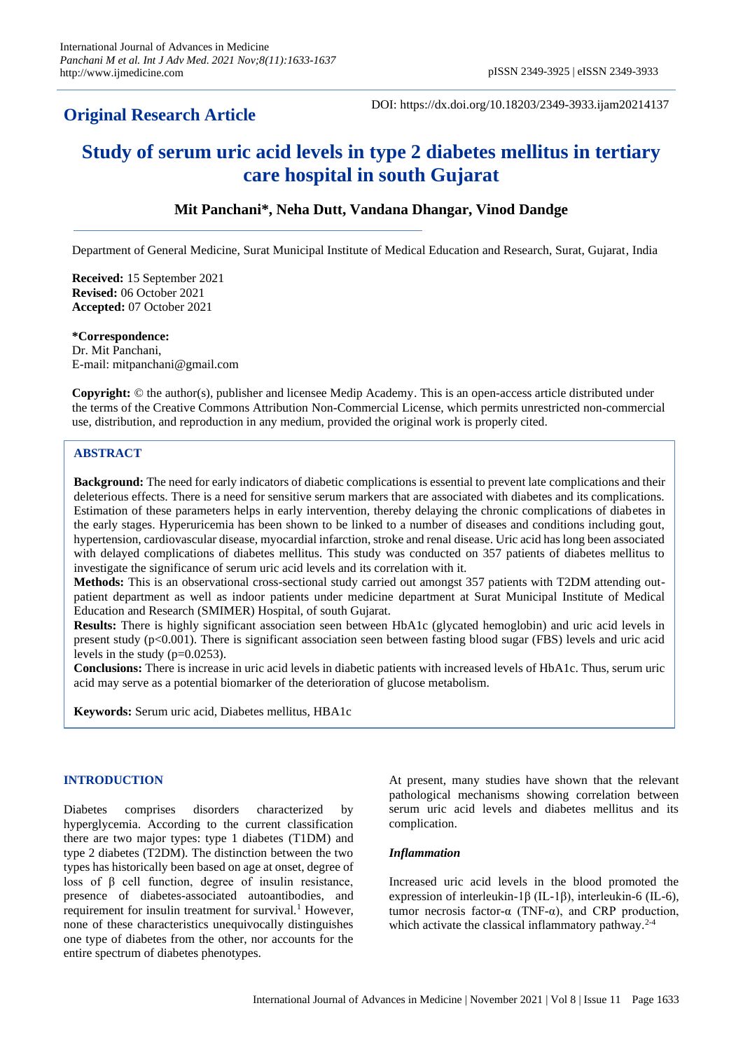## Original Research Article

DOI: https://dx.doi.org/10.18203/2349-3933.ijam20214137

# Study of serum uric acid levels in type 2 diabetes mellitus in tertiary care hospital in south Gujarat

**Mit Panchani\*, Neha Dutt, Vandana Dhangar, Vinod Dandge**

Department of General Medicine, Surat Municipal Institute of Medical Education and Research, Surat, Gujarat, India

**Received:** 15 September 2021
**Revised:** 06 October 2021
**Accepted:** 07 October 2021

**\*Correspondence:**
Dr. Mit Panchani,
E-mail: mitpanchani@gmail.com

**Copyright:** © the author(s), publisher and licensee Medip Academy. This is an open-access article distributed under the terms of the Creative Commons Attribution Non-Commercial License, which permits unrestricted non-commercial use, distribution, and reproduction in any medium, provided the original work is properly cited.

## ABSTRACT

**Background:** The need for early indicators of diabetic complications is essential to prevent late complications and their deleterious effects. There is a need for sensitive serum markers that are associated with diabetes and its complications. Estimation of these parameters helps in early intervention, thereby delaying the chronic complications of diabetes in the early stages. Hyperuricemia has been shown to be linked to a number of diseases and conditions including gout, hypertension, cardiovascular disease, myocardial infarction, stroke and renal disease. Uric acid has long been associated with delayed complications of diabetes mellitus. This study was conducted on 357 patients of diabetes mellitus to investigate the significance of serum uric acid levels and its correlation with it.

**Methods:** This is an observational cross-sectional study carried out amongst 357 patients with T2DM attending out-patient department as well as indoor patients under medicine department at Surat Municipal Institute of Medical Education and Research (SMIMER) Hospital, of south Gujarat.

**Results:** There is highly significant association seen between HbA1c (glycated hemoglobin) and uric acid levels in present study ($p<0.001$). There is significant association seen between fasting blood sugar (FBS) levels and uric acid levels in the study ($p=0.0253$).

**Conclusions:** There is increase in uric acid levels in diabetic patients with increased levels of HbA1c. Thus, serum uric acid may serve as a potential biomarker of the deterioration of glucose metabolism.

**Keywords:** Serum uric acid, Diabetes mellitus, HBA1c

## INTRODUCTION

Diabetes comprises disorders characterized by hyperglycemia. According to the current classification there are two major types: type 1 diabetes (T1DM) and type 2 diabetes (T2DM). The distinction between the two types has historically been based on age at onset, degree of loss of β cell function, degree of insulin resistance, presence of diabetes-associated autoantibodies, and requirement for insulin treatment for survival.[1] However, none of these characteristics unequivocally distinguishes one type of diabetes from the other, nor accounts for the entire spectrum of diabetes phenotypes.

At present, many studies have shown that the relevant pathological mechanisms showing correlation between serum uric acid levels and diabetes mellitus and its complication.

### *Inflammation*

Increased uric acid levels in the blood promoted the expression of interleukin-1β (IL-1β), interleukin-6 (IL-6), tumor necrosis factor-α (TNF-α), and CRP production, which activate the classical inflammatory pathway.[2-4]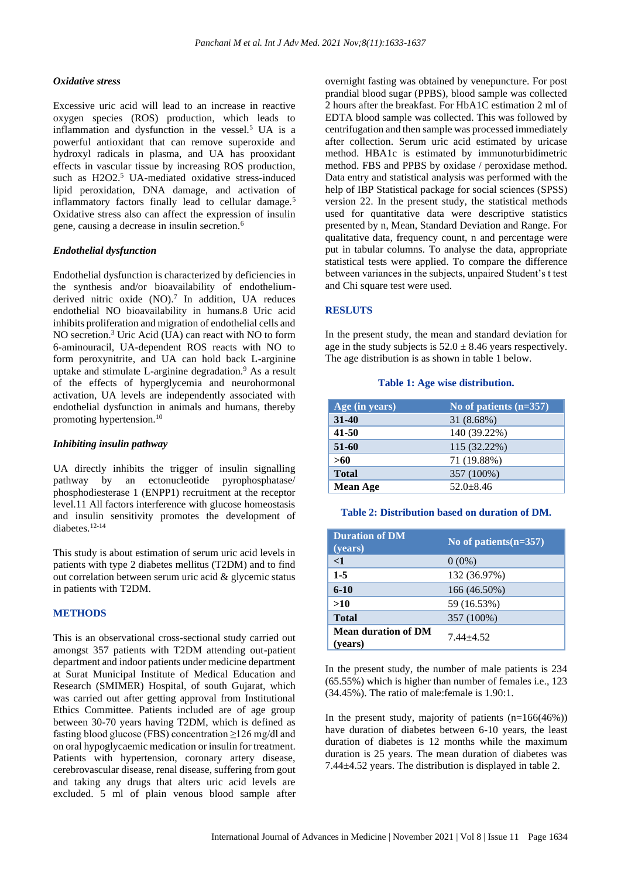### Oxidative stress

Excessive uric acid will lead to an increase in reactive oxygen species (ROS) production, which finally leads to inflammation and dysfunction in the vessel.[5] UA is a powerful antioxidant that can remove superoxide and hydroxyl radicals in plasma, and UA has prooxidant effects in vascular tissue by increasing ROS production, such as H2O2.[5] UA-mediated oxidative stress-induced lipid peroxidation, DNA damage, and activation of inflammatory factors finally lead to cellular damage.[5] Oxidative stress also can affect the expression of insulin gene, causing a decrease in insulin secretion.[6]

### Endothelial dysfunction

Endothelial dysfunction is characterized by deficiencies in the synthesis and/or bioavailability of endothelium-derived nitric oxide (NO).[7] In addition, UA reduces endothelial NO bioavailability in humans.8 Uric acid inhibits proliferation and migration of endothelial cells and NO secretion.[3] Uric Acid (UA) can react with NO to form 6-aminouracil, UA-dependent ROS reacts with NO to form peroxynitrite, and UA can hold back L-arginine uptake and stimulate L-arginine degradation.[9] As a result of the effects of hyperglycemia and neurohormonal activation, UA levels are independently associated with endothelial dysfunction in animals and humans, thereby promoting hypertension.[10]

### Inhibiting insulin pathway

UA directly inhibits the trigger of insulin signalling pathway by an ectonucleotide pyrophosphatase/ phosphodiesterase 1 (ENPP1) recruitment at the receptor level.11 All factors interference with glucose homeostasis and insulin sensitivity promotes the development of diabetes.[12-14]

This study is about estimation of serum uric acid levels in patients with type 2 diabetes mellitus (T2DM) and to find out correlation between serum uric acid & glycemic status in patients with T2DM.

## METHODS

This is an observational cross-sectional study carried out amongst 357 patients with T2DM attending out-patient department and indoor patients under medicine department at Surat Municipal Institute of Medical Education and Research (SMIMER) Hospital, of south Gujarat, which was carried out after getting approval from Institutional Ethics Committee. Patients included are of age group between 30-70 years having T2DM, which is defined as fasting blood glucose (FBS) concentration ≥126 mg/dl and on oral hypoglycaemic medication or insulin for treatment. Patients with hypertension, coronary artery disease, cerebrovascular disease, renal disease, suffering from gout and taking any drugs that alters uric acid levels are excluded. 5 ml of plain venous blood sample after overnight fasting was obtained by venepuncture. For post prandial blood sugar (PPBS), blood sample was collected 2 hours after the breakfast. For HbA1C estimation 2 ml of EDTA blood sample was collected. This was followed by centrifugation and then sample was processed immediately after collection. Serum uric acid estimated by uricase method. HBA1c is estimated by immunoturbidimetric method. FBS and PPBS by oxidase / peroxidase method. Data entry and statistical analysis was performed with the help of IBP Statistical package for social sciences (SPSS) version 22. In the present study, the statistical methods used for quantitative data were descriptive statistics presented by n, Mean, Standard Deviation and Range. For qualitative data, frequency count, n and percentage were put in tabular columns. To analyse the data, appropriate statistical tests were applied. To compare the difference between variances in the subjects, unpaired Student's t test and Chi square test were used.

## RESLUTS

In the present study, the mean and standard deviation for age in the study subjects is 52.0 ± 8.46 years respectively. The age distribution is as shown in table 1 below.

**Table 1: Age wise distribution.**

| Age (in years) | No of patients (n=357) |
|---|---|
| **31-40** | 31 (8.68%) |
| **41-50** | 140 (39.22%) |
| **51-60** | 115 (32.22%) |
| **>60** | 71 (19.88%) |
| **Total** | 357 (100%) |
| **Mean Age** | 52.0±8.46 |

**Table 2: Distribution based on duration of DM.**

| Duration of DM (years) | No of patients(n=357) |
|---|---|
| **<1** | 0 (0%) |
| **1-5** | 132 (36.97%) |
| **6-10** | 166 (46.50%) |
| **>10** | 59 (16.53%) |
| **Total** | 357 (100%) |
| **Mean duration of DM (years)** | 7.44±4.52 |

In the present study, the number of male patients is 234 (65.55%) which is higher than number of females i.e., 123 (34.45%). The ratio of male:female is 1.90:1.

In the present study, majority of patients (n=166(46%)) have duration of diabetes between 6-10 years, the least duration of diabetes is 12 months while the maximum duration is 25 years. The mean duration of diabetes was 7.44±4.52 years. The distribution is displayed in table 2.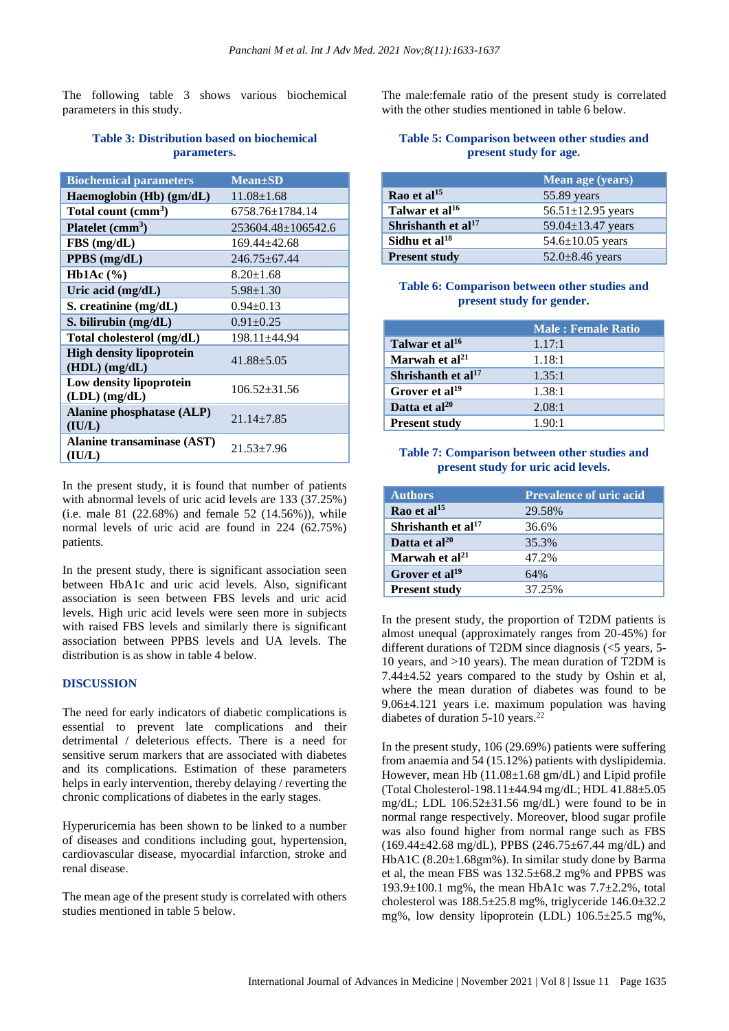The following table 3 shows various biochemical parameters in this study.

**Table 3: Distribution based on biochemical parameters.**

| Biochemical parameters | Mean±SD |
|---|---|
| **Haemoglobin (Hb) (gm/dL)** | 11.08±1.68 |
| **Total count (cmm$^3$)** | 6758.76±1784.14 |
| **Platelet (cmm$^3$)** | 253604.48±106542.6 |
| **FBS (mg/dL)** | 169.44±42.68 |
| **PPBS (mg/dL)** | 246.75±67.44 |
| **Hb1Ac (%)** | 8.20±1.68 |
| **Uric acid (mg/dL)** | 5.98±1.30 |
| **S. creatinine (mg/dL)** | 0.94±0.13 |
| **S. bilirubin (mg/dL)** | 0.91±0.25 |
| **Total cholesterol (mg/dL)** | 198.11±44.94 |
| **High density lipoprotein (HDL) (mg/dL)** | 41.88±5.05 |
| **Low density lipoprotein (LDL) (mg/dL)** | 106.52±31.56 |
| **Alanine phosphatase (ALP) (IU/L)** | 21.14±7.85 |
| **Alanine transaminase (AST) (IU/L)** | 21.53±7.96 |

In the present study, it is found that number of patients with abnormal levels of uric acid levels are 133 (37.25%) (i.e. male 81 (22.68%) and female 52 (14.56%)), while normal levels of uric acid are found in 224 (62.75%) patients.

In the present study, there is significant association seen between HbA1c and uric acid levels. Also, significant association is seen between FBS levels and uric acid levels. High uric acid levels were seen more in subjects with raised FBS levels and similarly there is significant association between PPBS levels and UA levels. The distribution is as show in table 4 below.

## DISCUSSION

The need for early indicators of diabetic complications is essential to prevent late complications and their detrimental / deleterious effects. There is a need for sensitive serum markers that are associated with diabetes and its complications. Estimation of these parameters helps in early intervention, thereby delaying / reverting the chronic complications of diabetes in the early stages.

Hyperuricemia has been shown to be linked to a number of diseases and conditions including gout, hypertension, cardiovascular disease, myocardial infarction, stroke and renal disease.

The mean age of the present study is correlated with others studies mentioned in table 5 below.

The male:female ratio of the present study is correlated with the other studies mentioned in table 6 below.

**Table 5: Comparison between other studies and present study for age.**

| | Mean age (years) |
|---|---|
| **Rao et al[15]** | 55.89 years |
| **Talwar et al[16]** | 56.51±12.95 years |
| **Shrishanth et al[17]** | 59.04±13.47 years |
| **Sidhu et al[18]** | 54.6±10.05 years |
| **Present study** | 52.0±8.46 years |

**Table 6: Comparison between other studies and present study for gender.**

| | Male : Female Ratio |
|---|---|
| **Talwar et al[16]** | 1.17:1 |
| **Marwah et al[21]** | 1.18:1 |
| **Shrishanth et al[17]** | 1.35:1 |
| **Grover et al[19]** | 1.38:1 |
| **Datta et al[20]** | 2.08:1 |
| **Present study** | 1.90:1 |

**Table 7: Comparison between other studies and present study for uric acid levels.**

| Authors | Prevalence of uric acid |
|---|---|
| **Rao et al[15]** | 29.58% |
| **Shrishanth et al[17]** | 36.6% |
| **Datta et al[20]** | 35.3% |
| **Marwah et al[21]** | 47.2% |
| **Grover et al[19]** | 64% |
| **Present study** | 37.25% |

In the present study, the proportion of T2DM patients is almost unequal (approximately ranges from 20-45%) for different durations of T2DM since diagnosis (<5 years, 5-10 years, and >10 years). The mean duration of T2DM is 7.44±4.52 years compared to the study by Oshin et al, where the mean duration of diabetes was found to be 9.06±4.121 years i.e. maximum population was having diabetes of duration 5-10 years.[22]

In the present study, 106 (29.69%) patients were suffering from anaemia and 54 (15.12%) patients with dyslipidemia. However, mean Hb (11.08±1.68 gm/dL) and Lipid profile (Total Cholesterol-198.11±44.94 mg/dL; HDL 41.88±5.05 mg/dL; LDL 106.52±31.56 mg/dL) were found to be in normal range respectively. Moreover, blood sugar profile was also found higher from normal range such as FBS (169.44±42.68 mg/dL), PPBS (246.75±67.44 mg/dL) and HbA1C (8.20±1.68gm%). In similar study done by Barma et al, the mean FBS was 132.5±68.2 mg% and PPBS was 193.9±100.1 mg%, the mean HbA1c was 7.7±2.2%, total cholesterol was 188.5±25.8 mg%, triglyceride 146.0±32.2 mg%, low density lipoprotein (LDL) 106.5±25.5 mg%,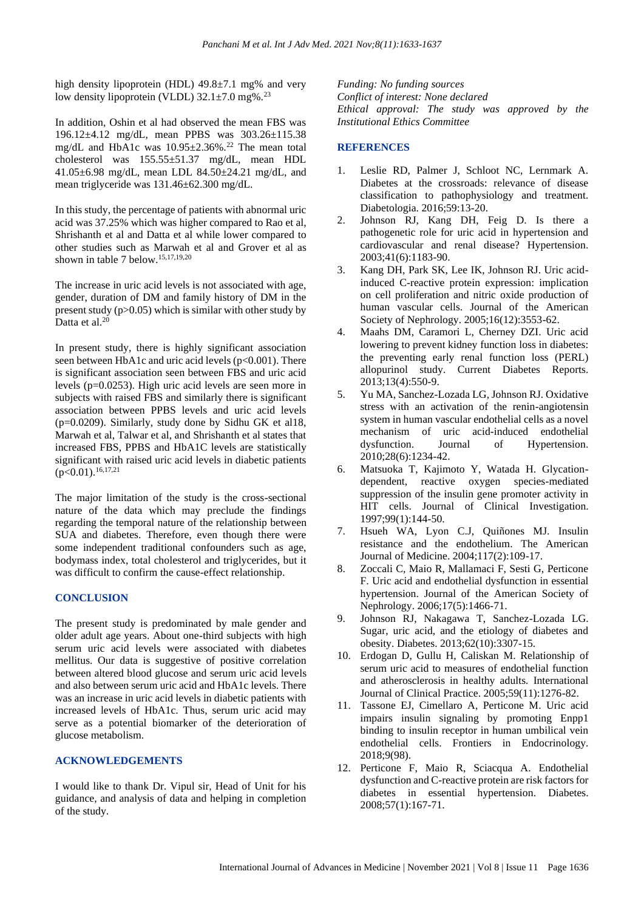high density lipoprotein (HDL) 49.8±7.1 mg% and very low density lipoprotein (VLDL) 32.1±7.0 mg%.[23]

In addition, Oshin et al had observed the mean FBS was 196.12±4.12 mg/dL, mean PPBS was 303.26±115.38 mg/dL and HbA1c was 10.95±2.36%.[22] The mean total cholesterol was 155.55±51.37 mg/dL, mean HDL 41.05±6.98 mg/dL, mean LDL 84.50±24.21 mg/dL, and mean triglyceride was 131.46±62.300 mg/dL.

In this study, the percentage of patients with abnormal uric acid was 37.25% which was higher compared to Rao et al, Shrishanth et al and Datta et al while lower compared to other studies such as Marwah et al and Grover et al as shown in table 7 below.[15,17,19,20]

The increase in uric acid levels is not associated with age, gender, duration of DM and family history of DM in the present study ($p>0.05$) which is similar with other study by Datta et al.[20]

In present study, there is highly significant association seen between HbA1c and uric acid levels ($p<0.001$). There is significant association seen between FBS and uric acid levels ($p=0.0253$). High uric acid levels are seen more in subjects with raised FBS and similarly there is significant association between PPBS levels and uric acid levels ($p=0.0209$). Similarly, study done by Sidhu GK et al18, Marwah et al, Talwar et al, and Shrishanth et al states that increased FBS, PPBS and HbA1C levels are statistically significant with raised uric acid levels in diabetic patients ($p<0.01$).[16,17,21]

The major limitation of the study is the cross-sectional nature of the data which may preclude the findings regarding the temporal nature of the relationship between SUA and diabetes. Therefore, even though there were some independent traditional confounders such as age, bodymass index, total cholesterol and triglycerides, but it was difficult to confirm the cause-effect relationship.

## CONCLUSION

The present study is predominated by male gender and older adult age years. About one-third subjects with high serum uric acid levels were associated with diabetes mellitus. Our data is suggestive of positive correlation between altered blood glucose and serum uric acid levels and also between serum uric acid and HbA1c levels. There was an increase in uric acid levels in diabetic patients with increased levels of HbA1c. Thus, serum uric acid may serve as a potential biomarker of the deterioration of glucose metabolism.

## ACKNOWLEDGEMENTS

I would like to thank Dr. Vipul sir, Head of Unit for his guidance, and analysis of data and helping in completion of the study.

*Funding: No funding sources*
*Conflict of interest: None declared*
*Ethical approval: The study was approved by the Institutional Ethics Committee*

## REFERENCES

1. Leslie RD, Palmer J, Schloot NC, Lernmark A. Diabetes at the crossroads: relevance of disease classification to pathophysiology and treatment. Diabetologia. 2016;59:13-20.
2. Johnson RJ, Kang DH, Feig D. Is there a pathogenetic role for uric acid in hypertension and cardiovascular and renal disease? Hypertension. 2003;41(6):1183-90.
3. Kang DH, Park SK, Lee IK, Johnson RJ. Uric acid-induced C-reactive protein expression: implication on cell proliferation and nitric oxide production of human vascular cells. Journal of the American Society of Nephrology. 2005;16(12):3553-62.
4. Maahs DM, Caramori L, Cherney DZI. Uric acid lowering to prevent kidney function loss in diabetes: the preventing early renal function loss (PERL) allopurinol study. Current Diabetes Reports. 2013;13(4):550-9.
5. Yu MA, Sanchez-Lozada LG, Johnson RJ. Oxidative stress with an activation of the renin-angiotensin system in human vascular endothelial cells as a novel mechanism of uric acid-induced endothelial dysfunction. Journal of Hypertension. 2010;28(6):1234-42.
6. Matsuoka T, Kajimoto Y, Watada H. Glycation-dependent, reactive oxygen species-mediated suppression of the insulin gene promoter activity in HIT cells. Journal of Clinical Investigation. 1997;99(1):144-50.
7. Hsueh WA, Lyon C.J, Quiñones MJ. Insulin resistance and the endothelium. The American Journal of Medicine. 2004;117(2):109-17.
8. Zoccali C, Maio R, Mallamaci F, Sesti G, Perticone F. Uric acid and endothelial dysfunction in essential hypertension. Journal of the American Society of Nephrology. 2006;17(5):1466-71.
9. Johnson RJ, Nakagawa T, Sanchez-Lozada LG. Sugar, uric acid, and the etiology of diabetes and obesity. Diabetes. 2013;62(10):3307-15.
10. Erdogan D, Gullu H, Caliskan M. Relationship of serum uric acid to measures of endothelial function and atherosclerosis in healthy adults. International Journal of Clinical Practice. 2005;59(11):1276-82.
11. Tassone EJ, Cimellaro A, Perticone M. Uric acid impairs insulin signaling by promoting Enpp1 binding to insulin receptor in human umbilical vein endothelial cells. Frontiers in Endocrinology. 2018;9(98).
12. Perticone F, Maio R, Sciacqua A. Endothelial dysfunction and C-reactive protein are risk factors for diabetes in essential hypertension. Diabetes. 2008;57(1):167-71.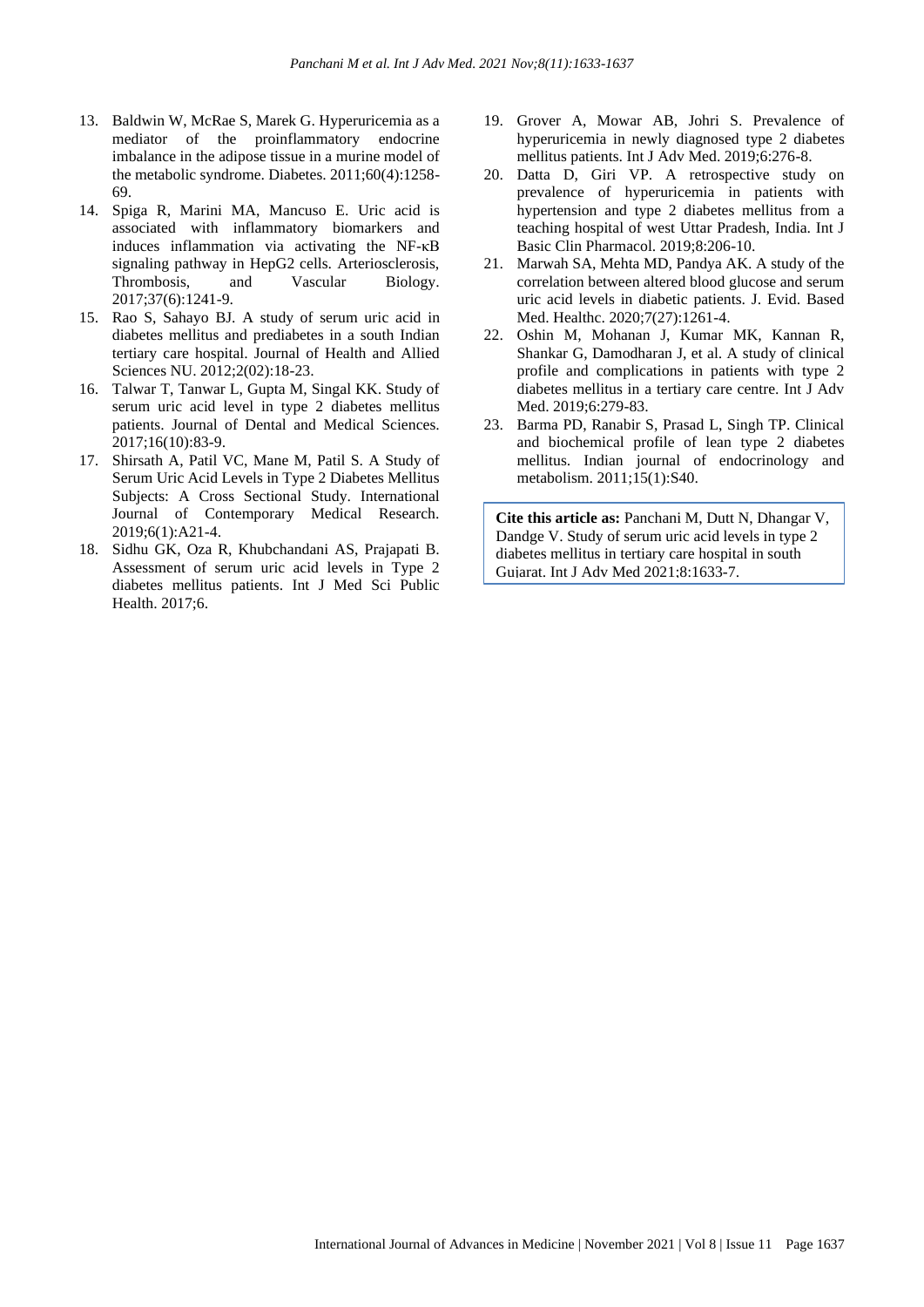13. Baldwin W, McRae S, Marek G. Hyperuricemia as a mediator of the proinflammatory endocrine imbalance in the adipose tissue in a murine model of the metabolic syndrome. Diabetes. 2011;60(4):1258-69.
14. Spiga R, Marini MA, Mancuso E. Uric acid is associated with inflammatory biomarkers and induces inflammation via activating the NF-κB signaling pathway in HepG2 cells. Arteriosclerosis, Thrombosis, and Vascular Biology. 2017;37(6):1241-9.
15. Rao S, Sahayo BJ. A study of serum uric acid in diabetes mellitus and prediabetes in a south Indian tertiary care hospital. Journal of Health and Allied Sciences NU. 2012;2(02):18-23.
16. Talwar T, Tanwar L, Gupta M, Singal KK. Study of serum uric acid level in type 2 diabetes mellitus patients. Journal of Dental and Medical Sciences. 2017;16(10):83-9.
17. Shirsath A, Patil VC, Mane M, Patil S. A Study of Serum Uric Acid Levels in Type 2 Diabetes Mellitus Subjects: A Cross Sectional Study. International Journal of Contemporary Medical Research. 2019;6(1):A21-4.
18. Sidhu GK, Oza R, Khubchandani AS, Prajapati B. Assessment of serum uric acid levels in Type 2 diabetes mellitus patients. Int J Med Sci Public Health. 2017;6.
19. Grover A, Mowar AB, Johri S. Prevalence of hyperuricemia in newly diagnosed type 2 diabetes mellitus patients. Int J Adv Med. 2019;6:276-8.
20. Datta D, Giri VP. A retrospective study on prevalence of hyperuricemia in patients with hypertension and type 2 diabetes mellitus from a teaching hospital of west Uttar Pradesh, India. Int J Basic Clin Pharmacol. 2019;8:206-10.
21. Marwah SA, Mehta MD, Pandya AK. A study of the correlation between altered blood glucose and serum uric acid levels in diabetic patients. J. Evid. Based Med. Healthc. 2020;7(27):1261-4.
22. Oshin M, Mohanan J, Kumar MK, Kannan R, Shankar G, Damodharan J, et al. A study of clinical profile and complications in patients with type 2 diabetes mellitus in a tertiary care centre. Int J Adv Med. 2019;6:279-83.
23. Barma PD, Ranabir S, Prasad L, Singh TP. Clinical and biochemical profile of lean type 2 diabetes mellitus. Indian journal of endocrinology and metabolism. 2011;15(1):S40.

**Cite this article as:** Panchani M, Dutt N, Dhangar V, Dandge V. Study of serum uric acid levels in type 2 diabetes mellitus in tertiary care hospital in south Gujarat. Int J Adv Med 2021;8:1633-7.